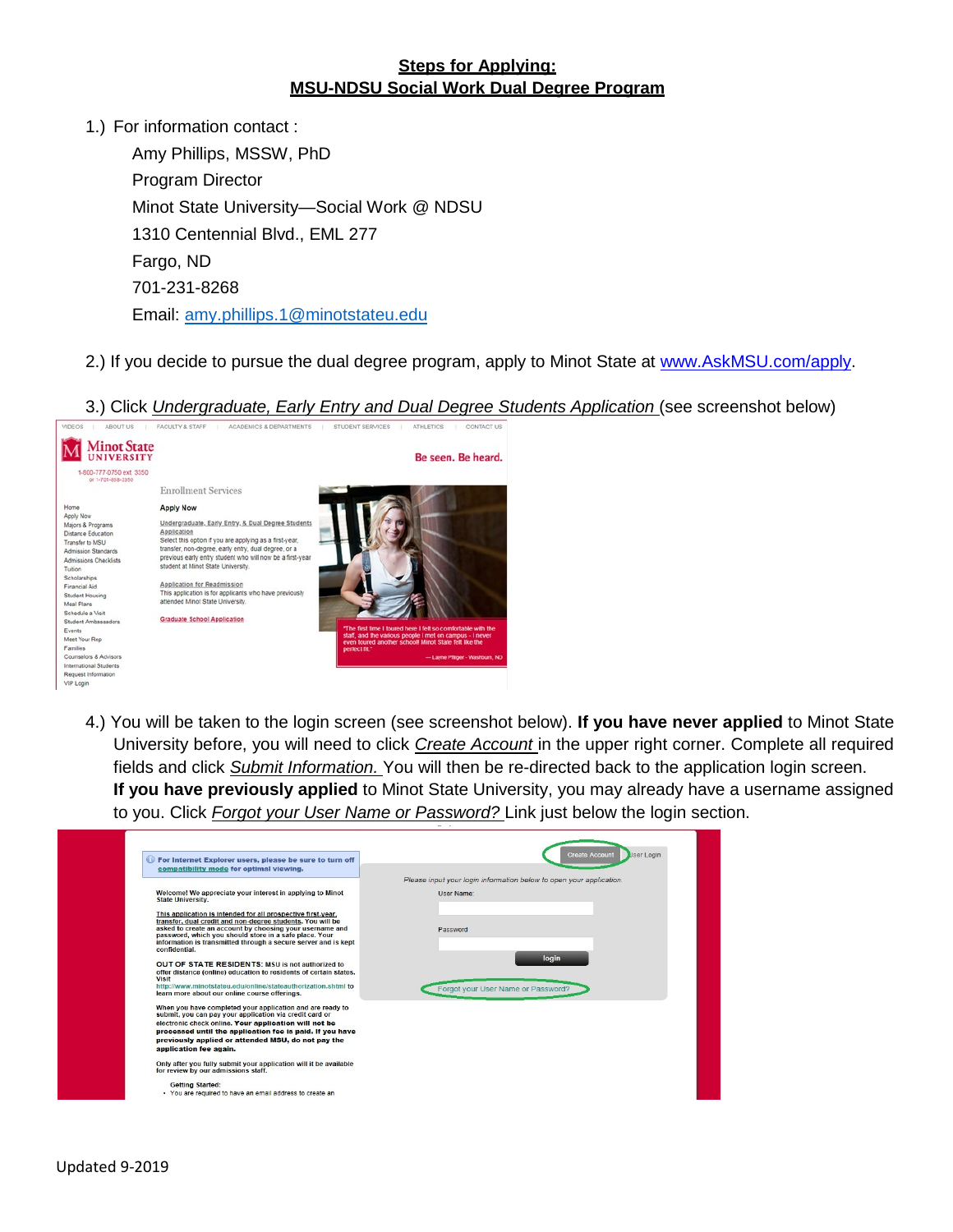# Steps for Applying:
# MSU-NDSU Social Work Dual Degree Program

1.) For information contact :

Amy Phillips, MSSW, PhD
Program Director
Minot State University—Social Work @ NDSU
1310 Centennial Blvd., EML 277
Fargo, ND
701-231-8268
Email: amy.phillips.1@minotstateu.edu

2.) If you decide to pursue the dual degree program, apply to Minot State at www.AskMSU.com/apply.

3.) Click *Undergraduate, Early Entry and Dual Degree Students Application* (see screenshot below)

4.) You will be taken to the login screen (see screenshot below). **If you have never applied** to Minot State University before, you will need to click *Create Account* in the upper right corner. Complete all required fields and click *Submit Information.* You will then be re-directed back to the application login screen. **If you have previously applied** to Minot State University, you may already have a username assigned to you. Click *Forgot your User Name or Password?* Link just below the login section.

Updated 9-2019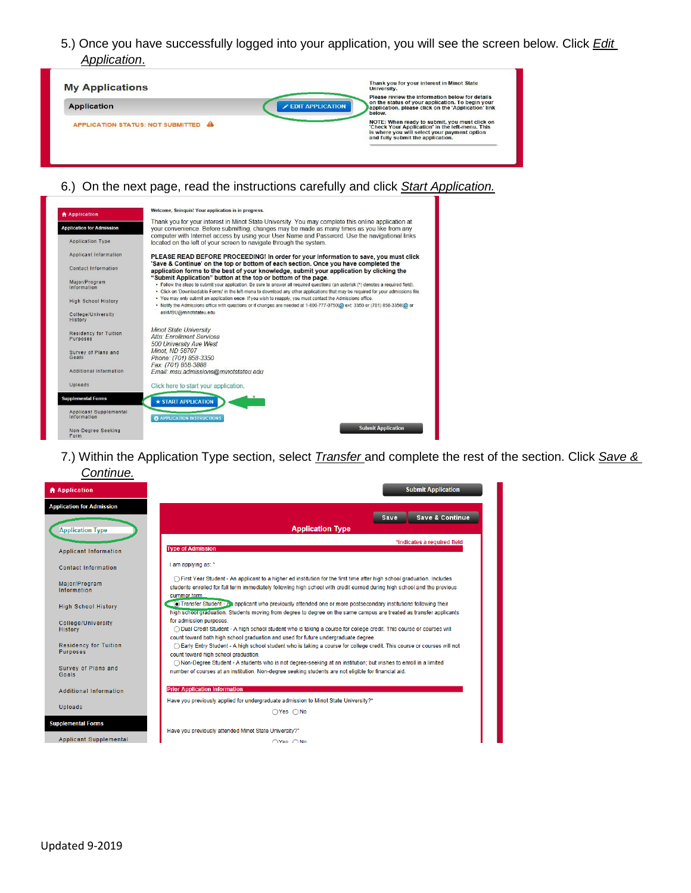5.) Once you have successfully logged into your application, you will see the screen below. Click *Edit Application.*

My Applications

Application

EDIT APPLICATION

APPLICATION STATUS: NOT SUBMITTED

Thank you for your interest in Minot State University.

Please review the information below for details on the status of your application. To begin your application, please click on the 'Application' link below.

NOTE: When ready to submit, you must click on 'Check Your Application' in the left-menu. This is where you will select your payment option and fully submit the application.

6.) On the next page, read the instructions carefully and click *Start Application.*

Application

Application for Admission

- Application Type
- Applicant Information
- Contact Information
- Major/Program Information
- High School History
- College/University History
- Residency for Tuition Purposes
- Survey of Plans and Goals
- Additional Information
- Uploads

Supplemental Forms

- Applicant Supplemental Information
- Non-Degree Seeking Form

Welcome, Seinquis! Your application is in progress.

Thank you for your interest in Minot State University. You may complete this online application at your convenience. Before submitting, changes may be made as many times as you like from any computer with Internet access by using your User Name and Password. Use the navigational links located on the left of your screen to navigate through the system.

**PLEASE READ BEFORE PROCEEDING! In order for your information to save, you must click 'Save & Continue' on the top or bottom of each section. Once you have completed the application forms to the best of your knowledge, submit your application by clicking the "Submit Application" button at the top or bottom of the page.**

- Follow the steps to submit your application. Be sure to answer all required questions (an asterisk (*) denotes a required field).
- Click on 'Downloadable Forms' in the left-menu to download any other applications that may be required for your admissions file.
- You may only submit an application once. If you wish to reapply, you must contact the Admissions office.
- Notify the Admissions office with questions or if changes are needed at 1-800-777-0750 ext. 3350 or (701) 858-3350 or askMSU@minotstateu.edu

*Minot State University*
*Attn: Enrollment Services*
*500 University Ave West*
*Minot, ND 58707*
*Phone: (701) 858-3350*
*Fax: (701) 858-3888*
*Email: msu.admissions@minotstateu.edu*

Click here to start your application.

START APPLICATION

APPLICATION INSTRUCTIONS

Submit Application

7.) Within the Application Type section, select *Transfer* and complete the rest of the section. Click *Save & Continue.*

Application

Application for Admission

- Application Type
- Applicant Information
- Contact Information
- Major/Program Information
- High School History
- College/University History
- Residency for Tuition Purposes
- Survey of Plans and Goals
- Additional Information
- Uploads

Supplemental Forms

- Applicant Supplemental

Submit Application

Save | Save & Continue

**Application Type**

*indicates a required field

**Type of Admission**

I am applying as: *

- ◯ First Year Student - An applicant to a higher ed institution for the first time after high school graduation. Includes students enrolled for fall term immediately following high school with credit earned during high school and the previous summer term.
- ◉ Transfer Student - An applicant who previously attended one or more postsecondary institutions following their high school graduation. Students moving from degree to degree on the same campus are treated as transfer applicants for admission purposes.
- ◯ Dual Credit Student - A high school student who is taking a course for college credit. This course or courses will count toward both high school graduation and used for future undergraduate degree.
- ◯ Early Entry Student - A high school student who is taking a course for college credit. This course or courses will not count toward high school graduation.
- ◯ Non-Degree Student - A students who is not degree-seeking at an institution; but wishes to enroll in a limited number of courses at an institution. Non-degree seeking students are not eligible for financial aid.

**Prior Application Information**

Have you previously applied for undergraduate admission to Minot State University?*

◯Yes ◯No

Have you previously attended Minot State University?*

◯Yes ◯No

Updated 9-2019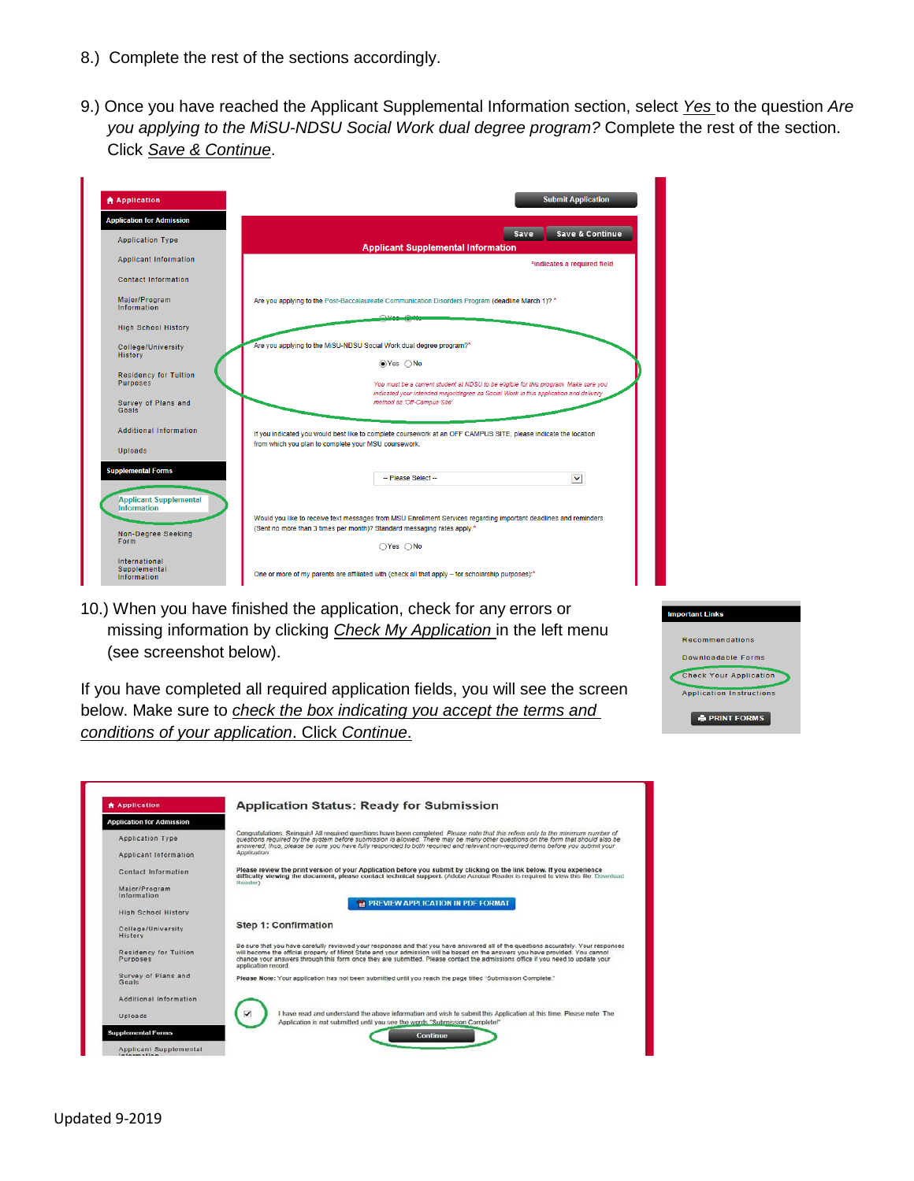8.) Complete the rest of the sections accordingly.

9.) Once you have reached the Applicant Supplemental Information section, select _Yes_ to the question *Are you applying to the MiSU-NDSU Social Work dual degree program?* Complete the rest of the section. Click _Save & Continue_.

10.) When you have finished the application, check for any errors or missing information by clicking _Check My Application_ in the left menu (see screenshot below).

If you have completed all required application fields, you will see the screen below. Make sure to _check the box indicating you accept the terms and conditions of your application_. Click _Continue_.

Updated 9-2019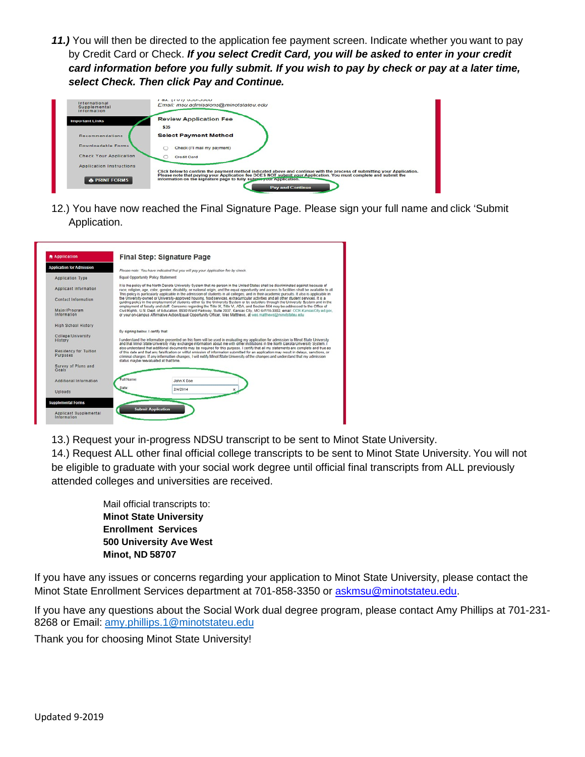**11.)** You will then be directed to the application fee payment screen. Indicate whether you want to pay by Credit Card or Check. ***If you select Credit Card, you will be asked to enter in your credit card information before you fully submit. If you wish to pay by check or pay at a later time, select Check. Then click Pay and Continue.***

12.) You have now reached the Final Signature Page. Please sign your full name and click 'Submit Application.

13.) Request your in-progress NDSU transcript to be sent to Minot State University.

14.) Request ALL other final official college transcripts to be sent to Minot State University. You will not be eligible to graduate with your social work degree until official final transcripts from ALL previously attended colleges and universities are received.

Mail official transcripts to:
**Minot State University**
**Enrollment Services**
**500 University Ave West**
**Minot, ND 58707**

If you have any issues or concerns regarding your application to Minot State University, please contact the Minot State Enrollment Services department at 701-858-3350 or askmsu@minotstateu.edu.

If you have any questions about the Social Work dual degree program, please contact Amy Phillips at 701-231-8268 or Email: amy.phillips.1@minotstateu.edu

Thank you for choosing Minot State University!

Updated 9-2019